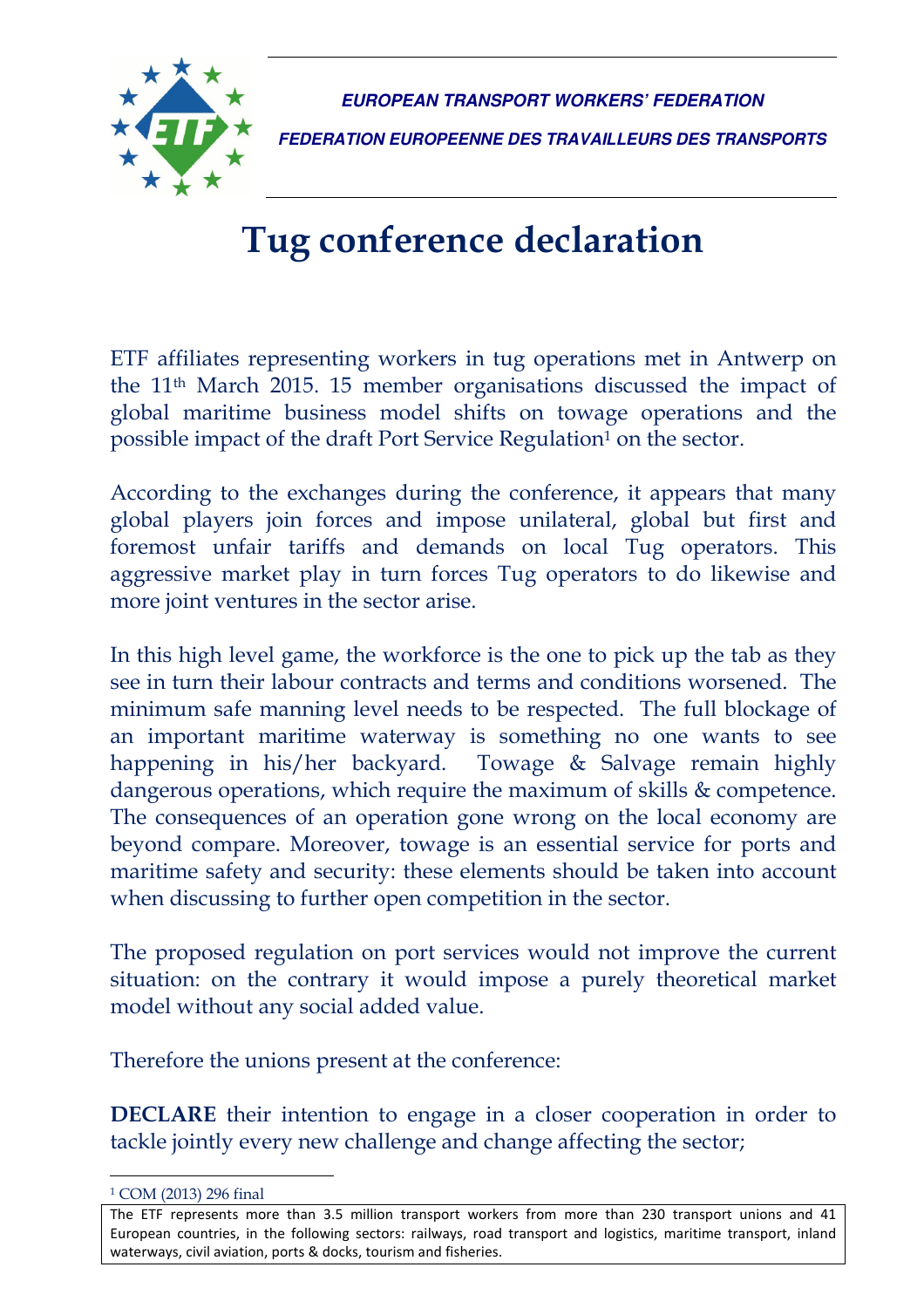**EUROPEAN TRANSPORT WORKERS' FEDERATION**

**FEDERATION EUROPEENNE DES TRAVAILLEURS DES TRANSPORTS**

# Tug conference declaration

ETF affiliates representing workers in tug operations met in Antwerp on the 11th March 2015. 15 member organisations discussed the impact of global maritime business model shifts on towage operations and the possible impact of the draft Port Service Regulation[1] on the sector.

According to the exchanges during the conference, it appears that many global players join forces and impose unilateral, global but first and foremost unfair tariffs and demands on local Tug operators. This aggressive market play in turn forces Tug operators to do likewise and more joint ventures in the sector arise.

In this high level game, the workforce is the one to pick up the tab as they see in turn their labour contracts and terms and conditions worsened. The minimum safe manning level needs to be respected. The full blockage of an important maritime waterway is something no one wants to see happening in his/her backyard. Towage & Salvage remain highly dangerous operations, which require the maximum of skills & competence. The consequences of an operation gone wrong on the local economy are beyond compare. Moreover, towage is an essential service for ports and maritime safety and security: these elements should be taken into account when discussing to further open competition in the sector.

The proposed regulation on port services would not improve the current situation: on the contrary it would impose a purely theoretical market model without any social added value.

Therefore the unions present at the conference:

**DECLARE** their intention to engage in a closer cooperation in order to tackle jointly every new challenge and change affecting the sector;

[1] COM (2013) 296 final

The ETF represents more than 3.5 million transport workers from more than 230 transport unions and 41 European countries, in the following sectors: railways, road transport and logistics, maritime transport, inland waterways, civil aviation, ports & docks, tourism and fisheries.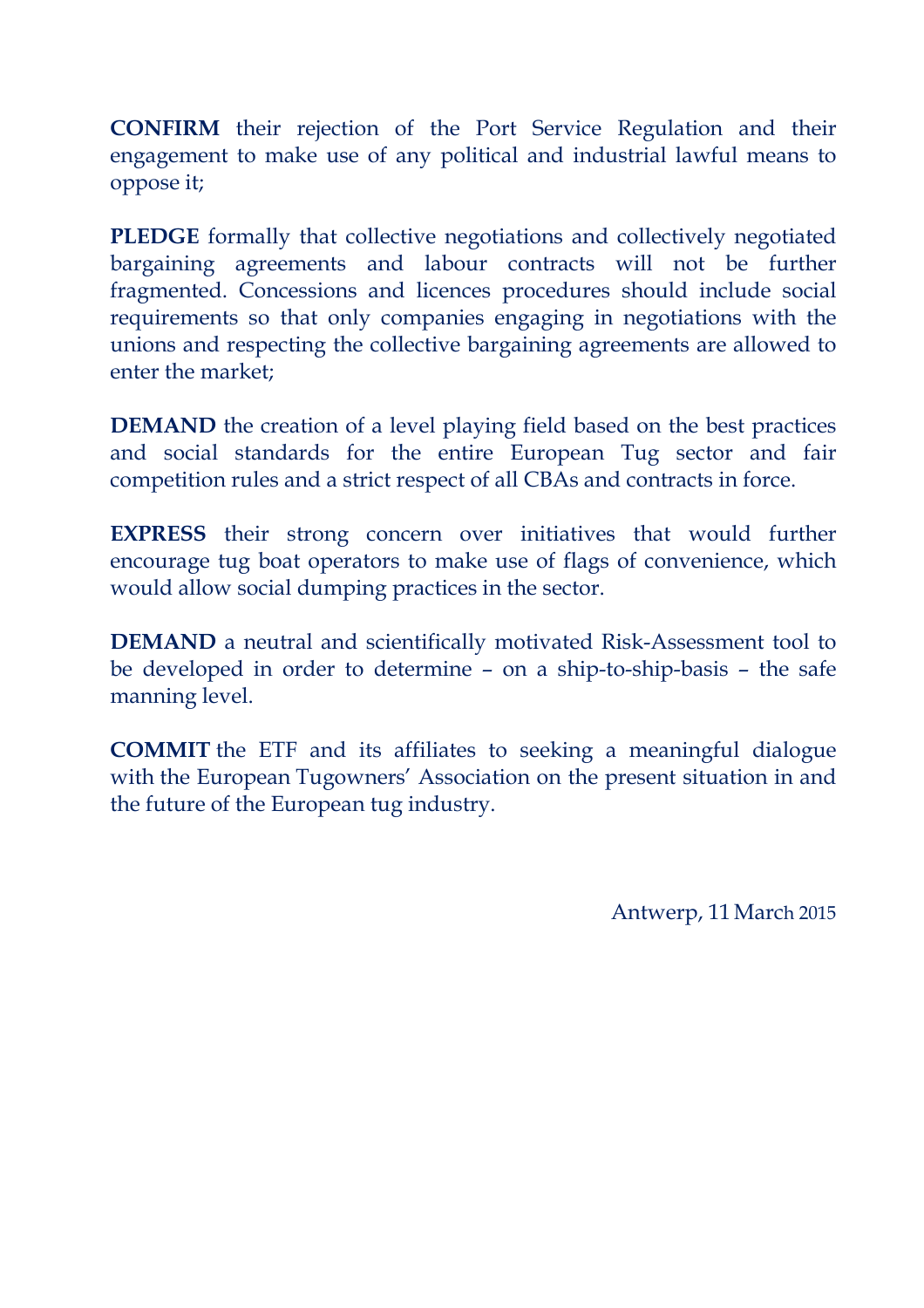**CONFIRM** their rejection of the Port Service Regulation and their engagement to make use of any political and industrial lawful means to oppose it;

**PLEDGE** formally that collective negotiations and collectively negotiated bargaining agreements and labour contracts will not be further fragmented. Concessions and licences procedures should include social requirements so that only companies engaging in negotiations with the unions and respecting the collective bargaining agreements are allowed to enter the market;

**DEMAND** the creation of a level playing field based on the best practices and social standards for the entire European Tug sector and fair competition rules and a strict respect of all CBAs and contracts in force.

**EXPRESS** their strong concern over initiatives that would further encourage tug boat operators to make use of flags of convenience, which would allow social dumping practices in the sector.

**DEMAND** a neutral and scientifically motivated Risk-Assessment tool to be developed in order to determine – on a ship-to-ship-basis – the safe manning level.

**COMMIT** the ETF and its affiliates to seeking a meaningful dialogue with the European Tugowners' Association on the present situation in and the future of the European tug industry.

Antwerp, 11 March 2015